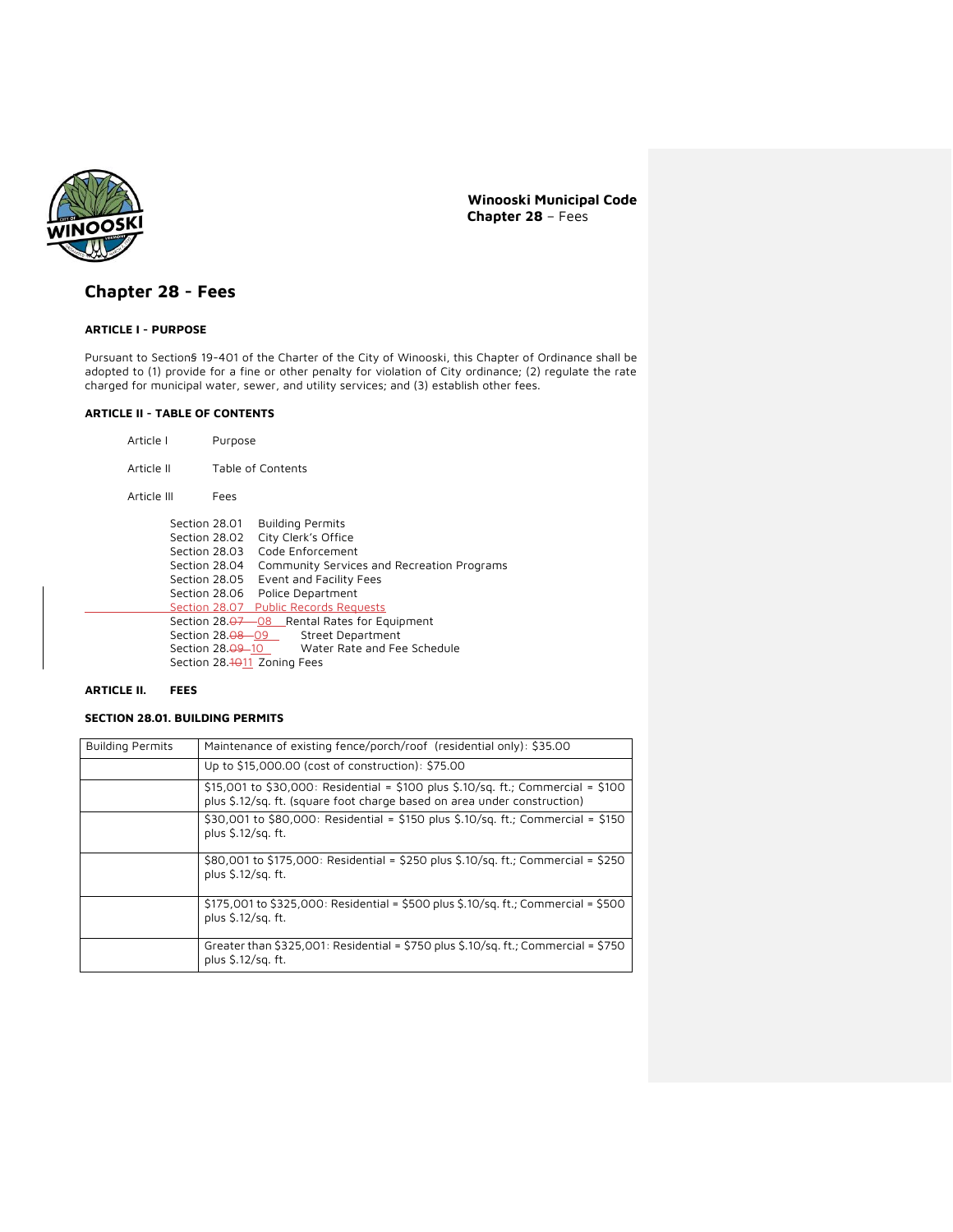# Chapter 28 - Fees

### ARTICLE I - PURPOSE

Pursuant to Sections 19-401 of the Charter of the City of Winooski, this Chapter of Ordinance shall be adopted to (1) provide for a fine or other penalty for violation of City ordinance; (2) regulate the rate charged for municipal water, sewer, and utility services; and (3) establish other fees.

### ARTICLE II - TABLE OF CONTENTS

Article I Purpose

Article II Table of Contents

Article III Fees

- Section 28.01 Building Permits
- Section 28.02 City Clerk's Office
- Section 28.03 Code Enforcement
- Section 28.04 Community Services and Recreation Programs
- Section 28.05 Event and Facility Fees
- Section 28.06 Police Department
- Section 28.07 Public Records Requests
- Section 28.~~07~~ 08 Rental Rates for Equipment
- Section 28.~~08~~ 09 Street Department
- Section 28.~~09~~ 10 Water Rate and Fee Schedule
- Section 28.~~10~~11 Zoning Fees

### ARTICLE II. FEES

#### SECTION 28.01. BUILDING PERMITS

| Building Permits | Maintenance of existing fence/porch/roof (residential only): $35.00 |
|---|---|
| | Up to $15,000.00 (cost of construction): $75.00 |
| | $15,001 to $30,000: Residential = $100 plus $.10/sq. ft.; Commercial = $100 plus $.12/sq. ft. (square foot charge based on area under construction) |
| | $30,001 to $80,000: Residential = $150 plus $.10/sq. ft.; Commercial = $150 plus $.12/sq. ft. |
| | $80,001 to $175,000: Residential = $250 plus $.10/sq. ft.; Commercial = $250 plus $.12/sq. ft. |
| | $175,001 to $325,000: Residential = $500 plus $.10/sq. ft.; Commercial = $500 plus $.12/sq. ft. |
| | Greater than $325,001: Residential = $750 plus $.10/sq. ft.; Commercial = $750 plus $.12/sq. ft. |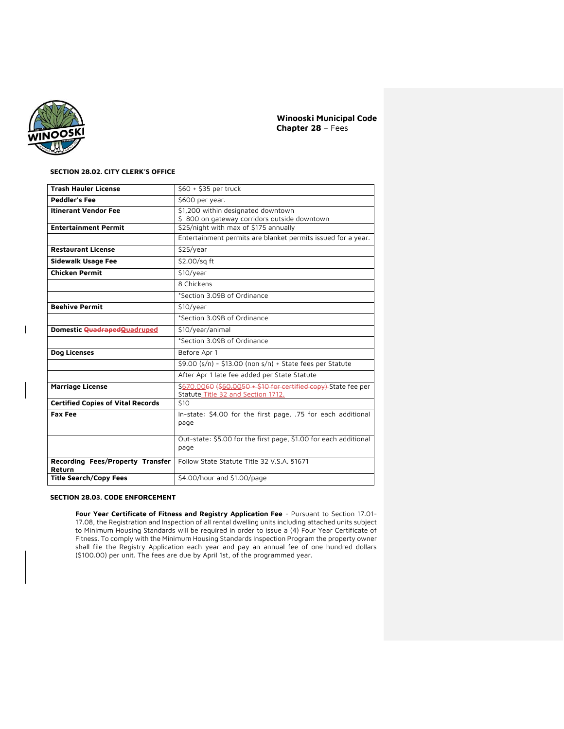## SECTION 28.02. CITY CLERK'S OFFICE

| | |
|---|---|
| **Trash Hauler License** | $60 + $35 per truck |
| **Peddler's Fee** | $600 per year. |
| **Itinerant Vendor Fee** | $1,200 within designated downtown<br>$ 800 on gateway corridors outside downtown |
| **Entertainment Permit** | $25/night with max of $175 annually |
| | Entertainment permits are blanket permits issued for a year. |
| **Restaurant License** | $25/year |
| **Sidewalk Usage Fee** | $2.00/sq ft |
| **Chicken Permit** | $10/year |
| | 8 Chickens |
| | *Section 3.09B of Ordinance |
| **Beehive Permit** | $10/year |
| | *Section 3.09B of Ordinance |
| **Domestic ~~Quadraped~~Quadruped** | $10/year/animal |
| | *Section 3.09B of Ordinance |
| **Dog Licenses** | Before Apr 1 |
| | $9.00 (s/n) - $13.00 (non s/n) + State fees per Statute |
| | After Apr 1 late fee added per State Statute |
| **Marriage License** | $~~670.0060 ($60.0050 + $10 for certified copy)~~ State fee per Statute Title 32 and Section 1712. |
| **Certified Copies of Vital Records** | $10 |
| **Fax Fee** | In-state: $4.00 for the first page, .75 for each additional page |
| | Out-state: $5.00 for the first page, $1.00 for each additional page |
| **Recording Fees/Property Transfer Return** | Follow State Statute Title 32 V.S.A. §1671 |
| **Title Search/Copy Fees** | $4.00/hour and $1.00/page |

## SECTION 28.03. CODE ENFORCEMENT

**Four Year Certificate of Fitness and Registry Application Fee** - Pursuant to Section 17.01-17.08, the Registration and Inspection of all rental dwelling units including attached units subject to Minimum Housing Standards will be required in order to issue a (4) Four Year Certificate of Fitness. To comply with the Minimum Housing Standards Inspection Program the property owner shall file the Registry Application each year and pay an annual fee of one hundred dollars ($100.00) per unit. The fees are due by April 1st, of the programmed year.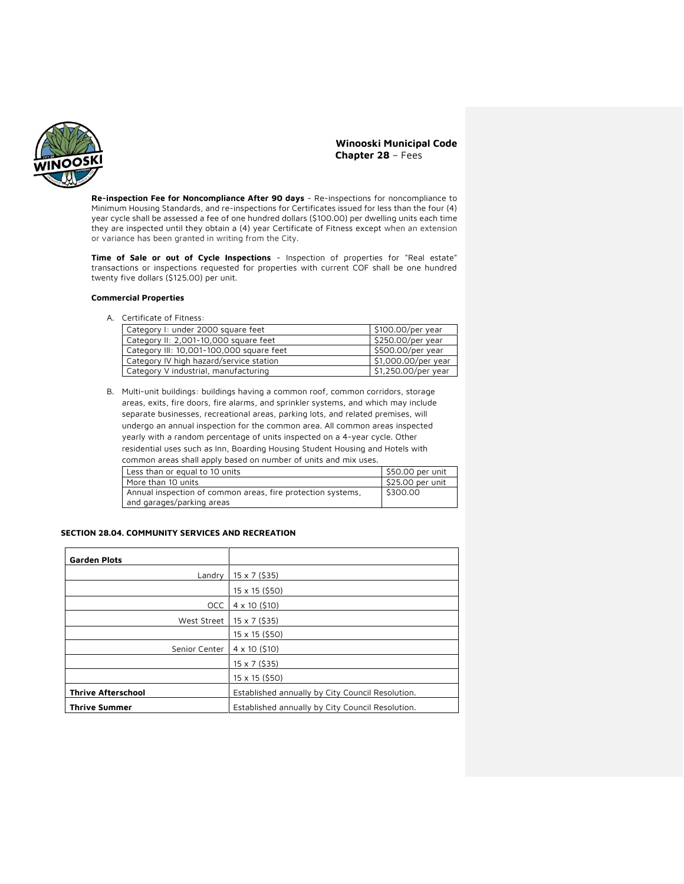**Re-inspection Fee for Noncompliance After 90 days** - Re-inspections for noncompliance to Minimum Housing Standards, and re-inspections for Certificates issued for less than the four (4) year cycle shall be assessed a fee of one hundred dollars ($100.00) per dwelling units each time they are inspected until they obtain a (4) year Certificate of Fitness except when an extension or variance has been granted in writing from the City.

**Time of Sale or out of Cycle Inspections** - Inspection of properties for "Real estate" transactions or inspections requested for properties with current COF shall be one hundred twenty five dollars ($125.00) per unit.

**Commercial Properties**

A. Certificate of Fitness:

| Category | Fee |
|---|---|
| Category I: under 2000 square feet | $100.00/per year |
| Category II: 2,001-10,000 square feet | $250.00/per year |
| Category III: 10,001-100,000 square feet | $500.00/per year |
| Category IV high hazard/service station | $1,000.00/per year |
| Category V industrial, manufacturing | $1,250.00/per year |

B. Multi-unit buildings: buildings having a common roof, common corridors, storage areas, exits, fire doors, fire alarms, and sprinkler systems, and which may include separate businesses, recreational areas, parking lots, and related premises, will undergo an annual inspection for the common area. All common areas inspected yearly with a random percentage of units inspected on a 4-year cycle. Other residential uses such as Inn, Boarding Housing Student Housing and Hotels with common areas shall apply based on number of units and mix uses.

| Item | Fee |
|---|---|
| Less than or equal to 10 units | $50.00 per unit |
| More than 10 units | $25.00 per unit |
| Annual inspection of common areas, fire protection systems, and garages/parking areas | $300.00 |

### SECTION 28.04. COMMUNITY SERVICES AND RECREATION

| **Garden Plots** | |
|---|---|
| Landry | 15 x 7 ($35) |
| | 15 x 15 ($50) |
| OCC | 4 x 10 ($10) |
| West Street | 15 x 7 ($35) |
| | 15 x 15 ($50) |
| Senior Center | 4 x 10 ($10) |
| | 15 x 7 ($35) |
| | 15 x 15 ($50) |
| **Thrive Afterschool** | Established annually by City Council Resolution. |
| **Thrive Summer** | Established annually by City Council Resolution. |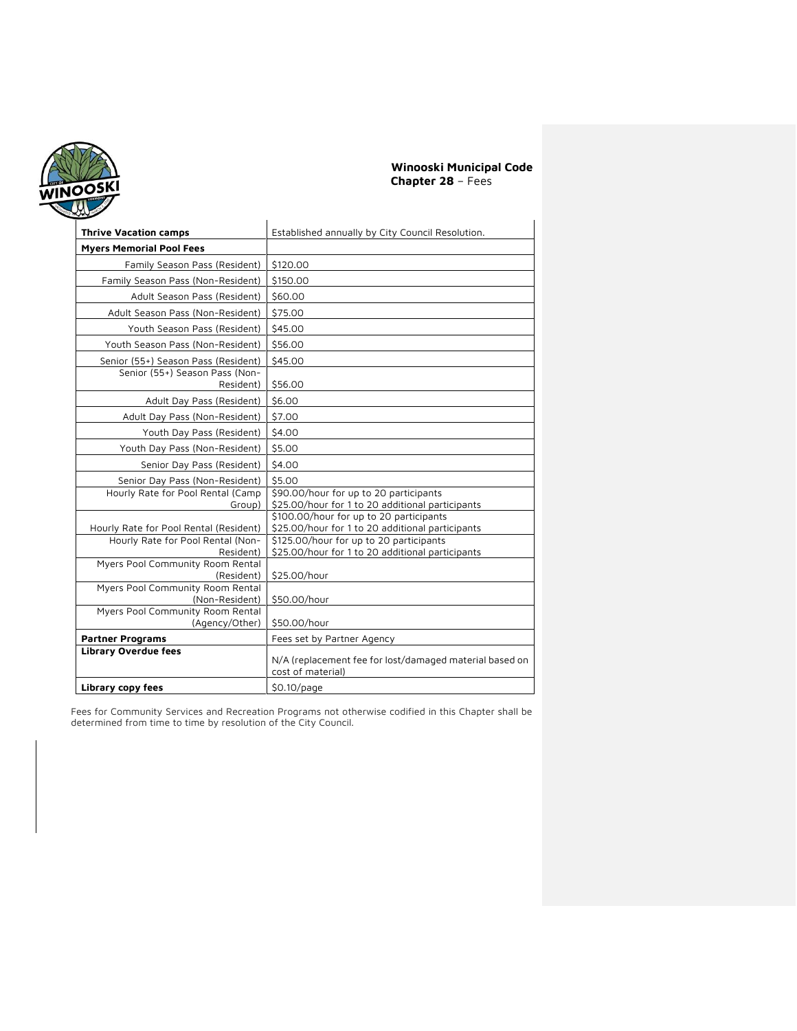| **Thrive Vacation camps** | Established annually by City Council Resolution. |
| --- | --- |
| **Myers Memorial Pool Fees** | |
| Family Season Pass (Resident) | $120.00 |
| Family Season Pass (Non-Resident) | $150.00 |
| Adult Season Pass (Resident) | $60.00 |
| Adult Season Pass (Non-Resident) | $75.00 |
| Youth Season Pass (Resident) | $45.00 |
| Youth Season Pass (Non-Resident) | $56.00 |
| Senior (55+) Season Pass (Resident) | $45.00 |
| Senior (55+) Season Pass (Non-Resident) | $56.00 |
| Adult Day Pass (Resident) | $6.00 |
| Adult Day Pass (Non-Resident) | $7.00 |
| Youth Day Pass (Resident) | $4.00 |
| Youth Day Pass (Non-Resident) | $5.00 |
| Senior Day Pass (Resident) | $4.00 |
| Senior Day Pass (Non-Resident) | $5.00 |
| Hourly Rate for Pool Rental (Camp Group) | $90.00/hour for up to 20 participants<br>$25.00/hour for 1 to 20 additional participants |
| Hourly Rate for Pool Rental (Resident) | $100.00/hour for up to 20 participants<br>$25.00/hour for 1 to 20 additional participants |
| Hourly Rate for Pool Rental (Non-Resident) | $125.00/hour for up to 20 participants<br>$25.00/hour for 1 to 20 additional participants |
| Myers Pool Community Room Rental (Resident) | $25.00/hour |
| Myers Pool Community Room Rental (Non-Resident) | $50.00/hour |
| Myers Pool Community Room Rental (Agency/Other) | $50.00/hour |
| **Partner Programs** | Fees set by Partner Agency |
| **Library Overdue fees** | N/A (replacement fee for lost/damaged material based on cost of material) |
| **Library copy fees** | $0.10/page |

Fees for Community Services and Recreation Programs not otherwise codified in this Chapter shall be determined from time to time by resolution of the City Council.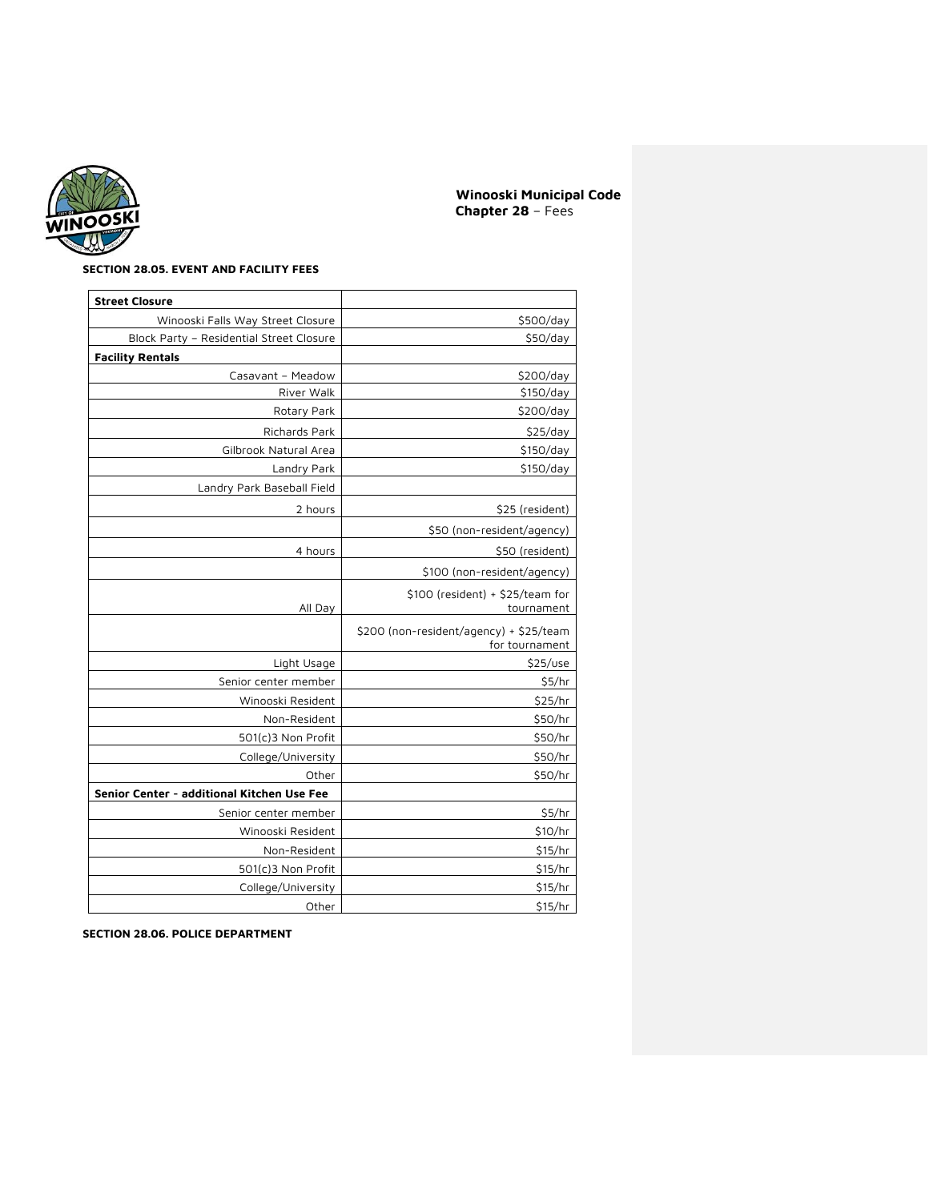### SECTION 28.05. EVENT AND FACILITY FEES

| **Street Closure** | |
|---|---|
| Winooski Falls Way Street Closure | $500/day |
| Block Party – Residential Street Closure | $50/day |
| **Facility Rentals** | |
| Casavant – Meadow | $200/day |
| River Walk | $150/day |
| Rotary Park | $200/day |
| Richards Park | $25/day |
| Gilbrook Natural Area | $150/day |
| Landry Park | $150/day |
| Landry Park Baseball Field | |
| 2 hours | $25 (resident) |
| | $50 (non-resident/agency) |
| 4 hours | $50 (resident) |
| | $100 (non-resident/agency) |
| All Day | $100 (resident) + $25/team for tournament |
| | $200 (non-resident/agency) + $25/team for tournament |
| Light Usage | $25/use |
| Senior center member | $5/hr |
| Winooski Resident | $25/hr |
| Non-Resident | $50/hr |
| 501(c)3 Non Profit | $50/hr |
| College/University | $50/hr |
| Other | $50/hr |
| **Senior Center - additional Kitchen Use Fee** | |
| Senior center member | $5/hr |
| Winooski Resident | $10/hr |
| Non-Resident | $15/hr |
| 501(c)3 Non Profit | $15/hr |
| College/University | $15/hr |
| Other | $15/hr |

### SECTION 28.06. POLICE DEPARTMENT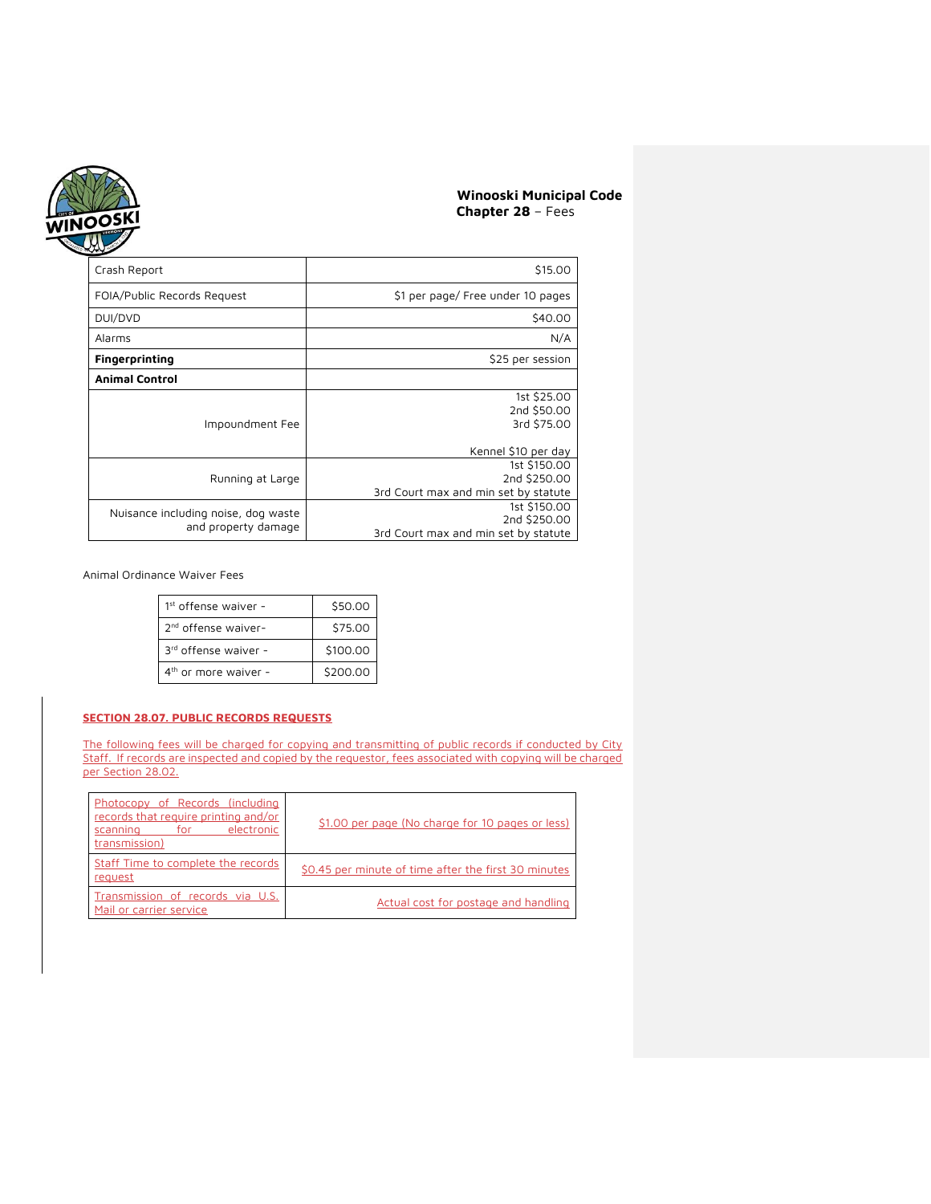| Crash Report | $15.00 |
|---|---|
| FOIA/Public Records Request | $1 per page/ Free under 10 pages |
| DUI/DVD | $40.00 |
| Alarms | N/A |
| **Fingerprinting** | $25 per session |
| **Animal Control** | |
| Impoundment Fee | 1st $25.00<br>2nd $50.00<br>3rd $75.00<br><br>Kennel $10 per day |
| Running at Large | 1st $150.00<br>2nd $250.00<br>3rd Court max and min set by statute |
| Nuisance including noise, dog waste and property damage | 1st $150.00<br>2nd $250.00<br>3rd Court max and min set by statute |

Animal Ordinance Waiver Fees

| 1st offense waiver - | $50.00 |
|---|---|
| 2nd offense waiver- | $75.00 |
| 3rd offense waiver - | $100.00 |
| 4th or more waiver - | $200.00 |

## SECTION 28.07. PUBLIC RECORDS REQUESTS

The following fees will be charged for copying and transmitting of public records if conducted by City Staff. If records are inspected and copied by the requestor, fees associated with copying will be charged per Section 28.02.

| Photocopy of Records (including records that require printing and/or scanning for electronic transmission) | $1.00 per page (No charge for 10 pages or less) |
|---|---|
| Staff Time to complete the records request | $0.45 per minute of time after the first 30 minutes |
| Transmission of records via U.S. Mail or carrier service | Actual cost for postage and handling |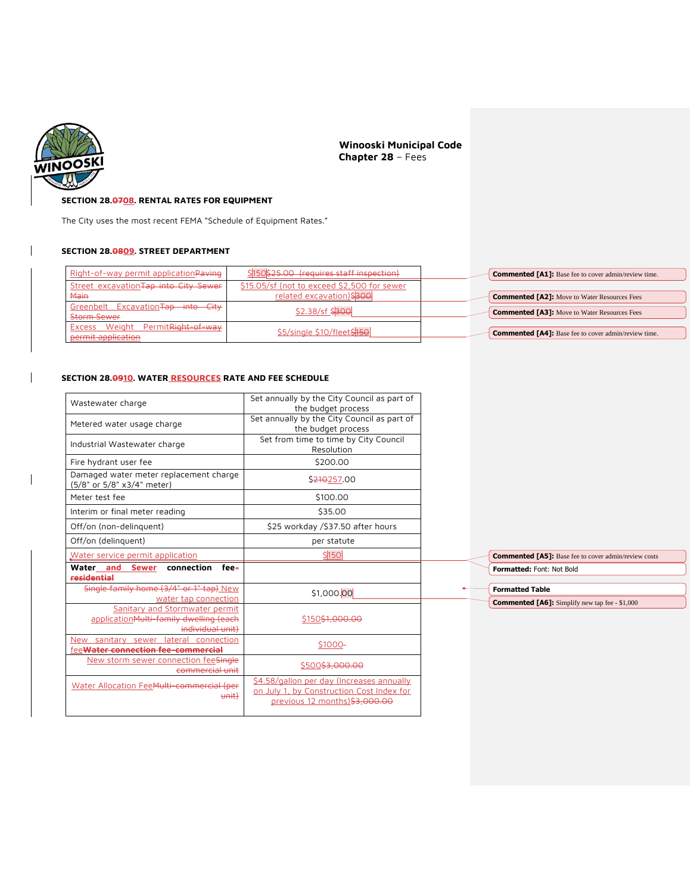**Winooski Municipal Code**
**Chapter 28** – Fees

### SECTION 28.~~07~~08. RENTAL RATES FOR EQUIPMENT

The City uses the most recent FEMA "Schedule of Equipment Rates."

### SECTION 28.~~08~~09. STREET DEPARTMENT

| | |
|---|---|
| Right-of-way permit application~~Paving~~ | $150~~$25.00 (requires staff inspection)~~ |
| Street excavation~~Tap into City Sewer Main~~ | $15.05/sf (not to exceed $2,500 for sewer related excavation)~~$300~~ |
| Greenbelt Excavation~~Tap into City Storm Sewer~~ | $2.38/sf ~~$300~~ |
| Excess Weight Permit~~Right-of-way permit application~~ | $5/single $10/fleet~~$150~~ |

### SECTION 28.~~09~~10. WATER RESOURCES RATE AND FEE SCHEDULE

| | |
|---|---|
| Wastewater charge | Set annually by the City Council as part of the budget process |
| Metered water usage charge | Set annually by the City Council as part of the budget process |
| Industrial Wastewater charge | Set from time to time by City Council Resolution |
| Fire hydrant user fee | $200.00 |
| Damaged water meter replacement charge (5/8" or 5/8" x3/4" meter) | $~~210~~257.00 |
| Meter test fee | $100.00 |
| Interim or final meter reading | $35.00 |
| Off/on (non-delinquent) | $25 workday /$37.50 after hours |
| Off/on (delinquent) | per statute |
| Water service permit application | $150 |
| **Water and Sewer connection fee~~-residential~~** | |
| ~~Single family home (3/4" or 1" tap)~~ New water tap connection | $1,000.00 |
| Sanitary and Stormwater permit application~~Multi-family dwelling (each individual unit)~~ | $150~~$1,000.00~~ |
| New sanitary sewer lateral connection fee~~**Water connection fee-commercial**~~ | $1000~~-~~ |
| New storm sewer connection fee~~Single commercial unit~~ | $500~~$3,000.00~~ |
| Water Allocation Fee~~Multi-commercial (per unit)~~ | $4.58/gallon per day (Increases annually on July 1, by Construction Cost Index for previous 12 months)~~$3,000.00~~ |

Commented [A1]: Base fee to cover admin/review time.
Commented [A2]: Move to Water Resources Fees
Commented [A3]: Move to Water Resources Fees
Commented [A4]: Base fee to cover admin/review time.
Commented [A5]: Base fee to cover admin/review costs
Formatted: Font: Not Bold
Formatted Table
Commented [A6]: Simplify new tap fee - $1,000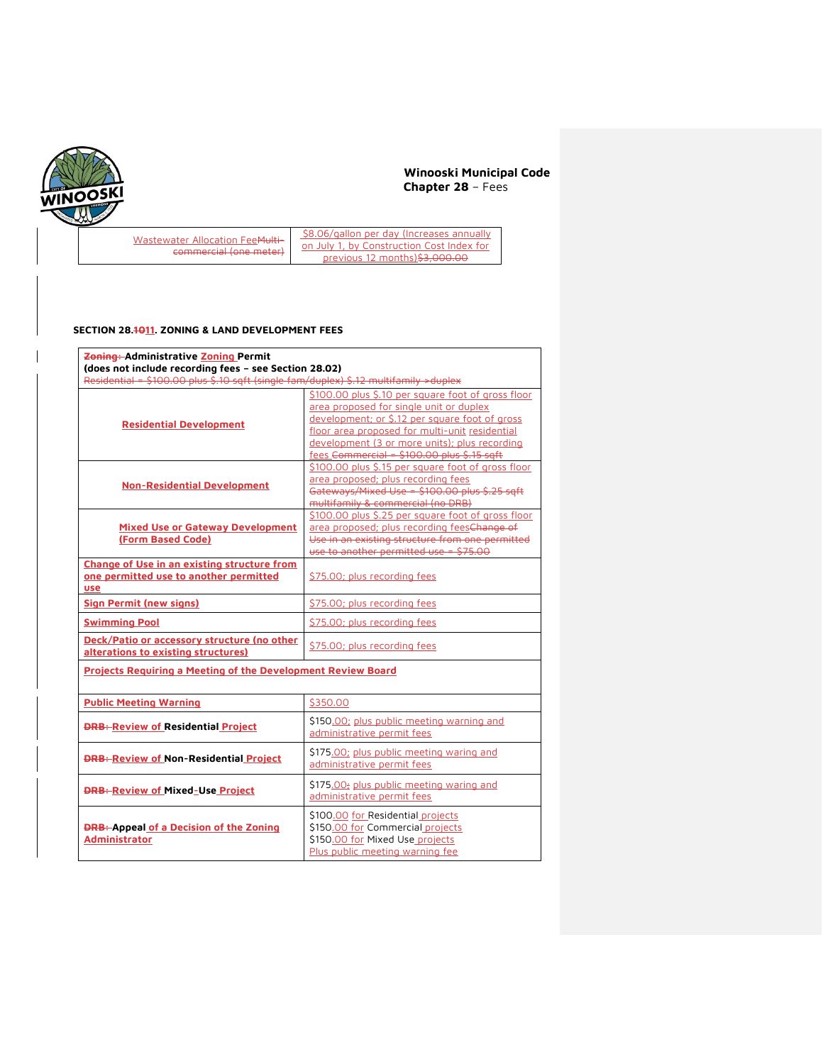| Wastewater Allocation FeeMulti-commercial (one meter) | $8.06/gallon per day (Increases annually on July 1, by Construction Cost Index for previous 12 months)$3,000.00 |
|---|---|

## SECTION 28.1011. ZONING & LAND DEVELOPMENT FEES

| **Zoning: Administrative Zoning Permit (does not include recording fees – see Section 28.02)** Residential = $100.00 plus $.10 sqft (single fam/duplex) $.12 multifamily >duplex | |
|---|---|
| **Residential Development** | $100.00 plus $.10 per square foot of gross floor area proposed for single unit or duplex development; or $.12 per square foot of gross floor area proposed for multi-unit residential development (3 or more units); plus recording fees Commercial = $100.00 plus $.15 sqft |
| **Non-Residential Development** | $100.00 plus $.15 per square foot of gross floor area proposed; plus recording fees Gateways/Mixed Use = $100.00 plus $.25 sqft multifamily & commercial (no DRB) |
| **Mixed Use or Gateway Development (Form Based Code)** | $100.00 plus $.25 per square foot of gross floor area proposed; plus recording feesChange of Use in an existing structure from one permitted use to another permitted use = $75.00 |
| **Change of Use in an existing structure from one permitted use to another permitted use** | $75.00; plus recording fees |
| **Sign Permit (new signs)** | $75.00; plus recording fees |
| **Swimming Pool** | $75.00; plus recording fees |
| **Deck/Patio or accessory structure (no other alterations to existing structures)** | $75.00; plus recording fees |
| **Projects Requiring a Meeting of the Development Review Board** | |
| **Public Meeting Warning** | $350.00 |
| **DRB: Review of Residential Project** | $150.00; plus public meeting warning and administrative permit fees |
| **DRB: Review of Non-Residential Project** | $175.00; plus public meeting waring and administrative permit fees |
| **DRB: Review of Mixed-Use Project** | $175.00; plus public meeting waring and administrative permit fees |
| **DRB: Appeal of a Decision of the Zoning Administrator** | $100.00 for Residential projects<br>$150.00 for Commercial projects<br>$150.00 for Mixed Use projects<br>Plus public meeting warning fee |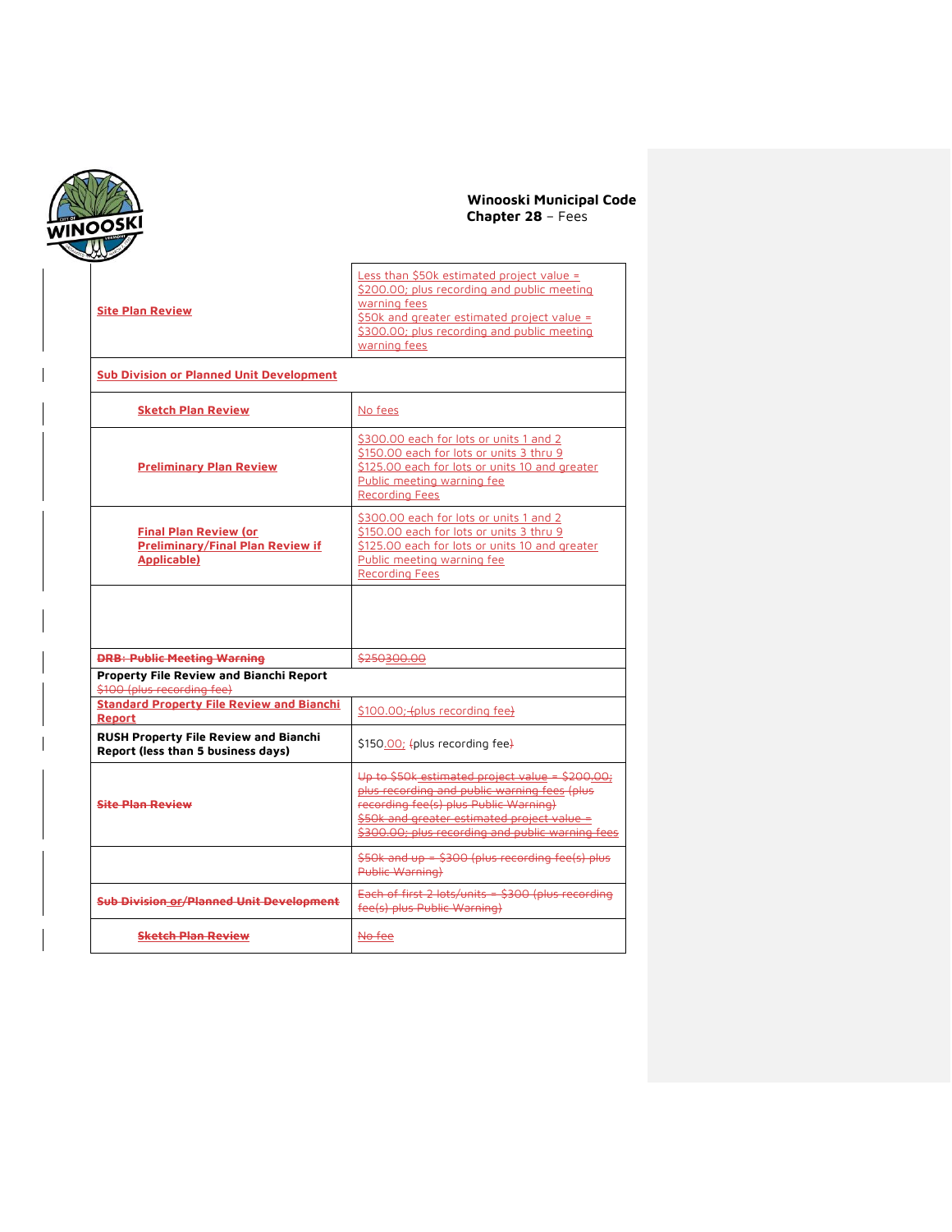| Site Plan Review | Less than $50k estimated project value = $200.00; plus recording and public meeting warning fees<br>$50k and greater estimated project value = $300.00; plus recording and public meeting warning fees |
|---|---|
| Sub Division or Planned Unit Development | |
| Sketch Plan Review | No fees |
| Preliminary Plan Review | $300.00 each for lots or units 1 and 2<br>$150.00 each for lots or units 3 thru 9<br>$125.00 each for lots or units 10 and greater<br>Public meeting warning fee<br>Recording Fees |
| Final Plan Review (or Preliminary/Final Plan Review if Applicable) | $300.00 each for lots or units 1 and 2<br>$150.00 each for lots or units 3 thru 9<br>$125.00 each for lots or units 10 and greater<br>Public meeting warning fee<br>Recording Fees |
| | |
| ~~DRB: Public Meeting Warning~~ | ~~$250~~300.00 |
| **Property File Review and Bianchi Report**<br>~~$100 (plus recording fee)~~ | |
| Standard Property File Review and Bianchi Report | $100.00; ~~(~~plus recording fee~~)~~ |
| **RUSH Property File Review and Bianchi Report (less than 5 business days)** | $150.00; ~~(~~plus recording fee~~)~~ |
| ~~Site Plan Review~~ | ~~Up to $50k estimated project value = $200.00; plus recording and public warning fees (plus recording fee(s) plus Public Warning)~~<br>~~$50k and greater estimated project value = $300.00; plus recording and public warning fees~~ |
| | ~~$50k and up = $300 (plus recording fee(s) plus Public Warning)~~ |
| ~~Sub Division or/Planned Unit Development~~ | ~~Each of first 2 lots/units = $300 (plus recording fee(s) plus Public Warning)~~ |
| ~~Sketch Plan Review~~ | ~~No fee~~ |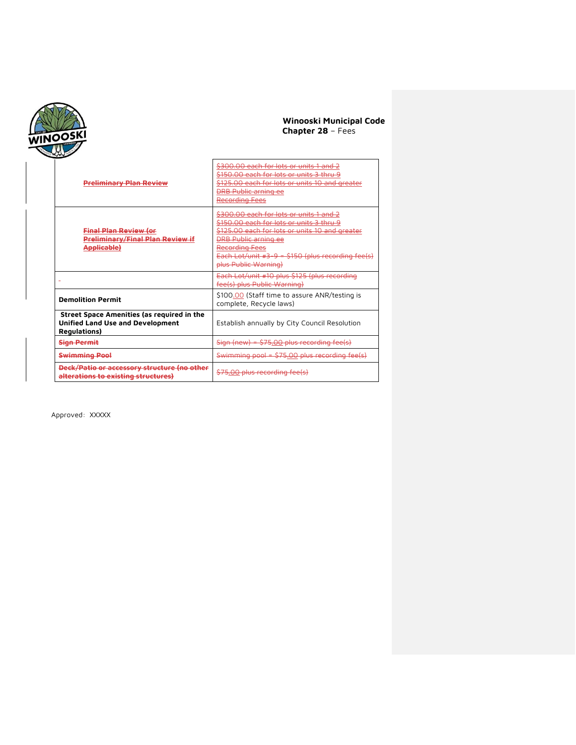| | |
|---|---|
| ~~**Preliminary Plan Review**~~ | ~~$300.00 each for lots or units 1 and 2~~<br>~~$150.00 each for lots or units 3 thru 9~~<br>~~$125.00 each for lots or units 10 and greater~~<br>~~DRB Public arning ee~~<br>~~Recording Fees~~ |
| ~~**Final Plan Review (or Preliminary/Final Plan Review if Applicable)**~~ | ~~$300.00 each for lots or units 1 and 2~~<br>~~$150.00 each for lots or units 3 thru 9~~<br>~~$125.00 each for lots or units 10 and greater~~<br>~~DRB Public arning ee~~<br>~~Recording Fees~~<br>~~Each Lot/unit #3-9 = $150 (plus recording fee(s) plus Public Warning)~~ |
| - | ~~Each Lot/unit #10 plus $125 (plus recording fee(s) plus Public Warning)~~ |
| **Demolition Permit** | $100.00 (Staff time to assure ANR/testing is complete, Recycle laws) |
| **Street Space Amenities (as required in the Unified Land Use and Development Regulations)** | Establish annually by City Council Resolution |
| ~~**Sign Permit**~~ | ~~Sign (new) = $75.00 plus recording fee(s)~~ |
| ~~**Swimming Pool**~~ | ~~Swimming pool = $75.00 plus recording fee(s)~~ |
| ~~**Deck/Patio or accessory structure (no other alterations to existing structures)**~~ | ~~$75.00 plus recording fee(s)~~ |

Approved: XXXXX